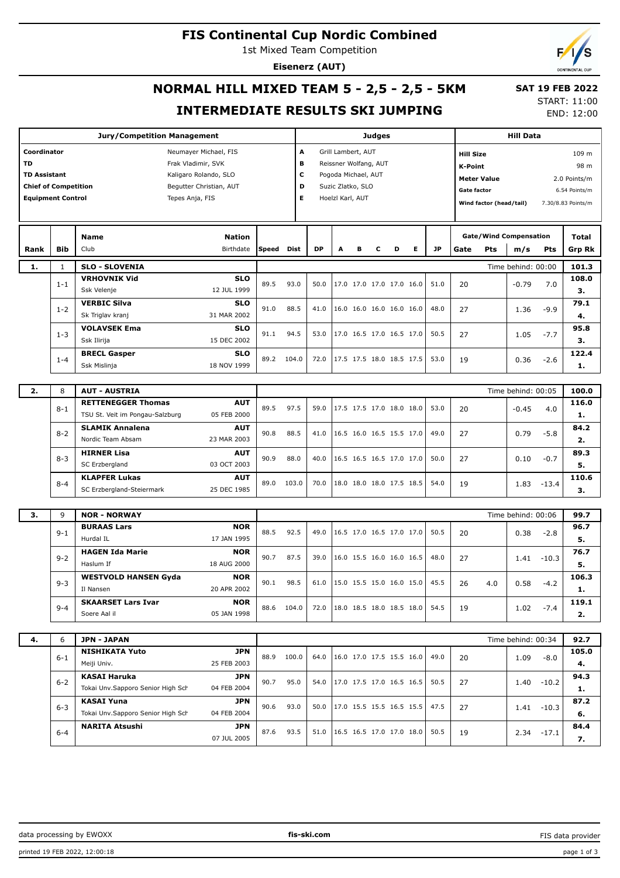# FIS Continental Cup Nordic Combined

1st Mixed Team Competition

**Eisenerz (AUT)**

## NORMAL HILL MIXED TEAM 5 - 2,5 - 2,5 - 5KM

## INTERMEDIATE RESULTS SKI JUMPING

**SAT 19 FEB 2022**
START: 11:00
END: 12:00

| Jury/Competition Management | | Judges | | Hill Data | |
|---|---|---|---|---|---|
| Coordinator | Neumayer Michael, FIS | A | Grill Lambert, AUT | Hill Size | 109 m |
| TD | Frak Vladimir, SVK | B | Reissner Wolfang, AUT | K-Point | 98 m |
| TD Assistant | Kaligaro Rolando, SLO | C | Pogoda Michael, AUT | Meter Value | 2.0 Points/m |
| Chief of Competition | Begutter Christian, AUT | D | Suzic Zlatko, SLO | Gate factor | 6.54 Points/m |
| Equipment Control | Tepes Anja, FIS | E | Hoelzl Karl, AUT | Wind factor (head/tail) | 7.30/8.83 Points/m |

| Rank | Bib | Name / Club | Nation / Birthdate | Speed | Dist | DP | A | B | C | D | E | JP | Gate | Pts | m/s | Pts | Total / Grp Rk |
|---|---|---|---|---|---|---|---|---|---|---|---|---|---|---|---|---|---|
| 1. | 1 | SLO - SLOVENIA | | | | | | | | | | | | | Time behind: 00:00 | | 101.3 |
| | 1-1 | **VRHOVNIK Vid** / Ssk Velenje | SLO / 12 JUL 1999 | 89.5 | 93.0 | 50.0 | 17.0 | 17.0 | 17.0 | 17.0 | 16.0 | 51.0 | 20 | | -0.79 | 7.0 | 108.0 / 3. |
| | 1-2 | **VERBIC Silva** / Sk Triglav kranj | SLO / 31 MAR 2002 | 91.0 | 88.5 | 41.0 | 16.0 | 16.0 | 16.0 | 16.0 | 16.0 | 48.0 | 27 | | 1.36 | -9.9 | 79.1 / 4. |
| | 1-3 | **VOLAVSEK Ema** / Ssk Ilirija | SLO / 15 DEC 2002 | 91.1 | 94.5 | 53.0 | 17.0 | 16.5 | 17.0 | 16.5 | 17.0 | 50.5 | 27 | | 1.05 | -7.7 | 95.8 / 3. |
| | 1-4 | **BRECL Gasper** / Ssk Mislinja | SLO / 18 NOV 1999 | 89.2 | 104.0 | 72.0 | 17.5 | 17.5 | 18.0 | 18.5 | 17.5 | 53.0 | 19 | | 0.36 | -2.6 | 122.4 / 1. |
| 2. | 8 | AUT - AUSTRIA | | | | | | | | | | | | | Time behind: 00:05 | | 100.0 |
| | 8-1 | **RETTENEGGER Thomas** / TSU St. Veit im Pongau-Salzburg | AUT / 05 FEB 2000 | 89.5 | 97.5 | 59.0 | 17.5 | 17.5 | 17.0 | 18.0 | 18.0 | 53.0 | 20 | | -0.45 | 4.0 | 116.0 / 1. |
| | 8-2 | **SLAMIK Annalena** / Nordic Team Absam | AUT / 23 MAR 2003 | 90.8 | 88.5 | 41.0 | 16.5 | 16.0 | 16.5 | 15.5 | 17.0 | 49.0 | 27 | | 0.79 | -5.8 | 84.2 / 2. |
| | 8-3 | **HIRNER Lisa** / SC Erzbergland | AUT / 03 OCT 2003 | 90.9 | 88.0 | 40.0 | 16.5 | 16.5 | 16.5 | 17.0 | 17.0 | 50.0 | 27 | | 0.10 | -0.7 | 89.3 / 5. |
| | 8-4 | **KLAPFER Lukas** / SC Erzbergland-Steiermark | AUT / 25 DEC 1985 | 89.0 | 103.0 | 70.0 | 18.0 | 18.0 | 18.0 | 17.5 | 18.5 | 54.0 | 19 | | 1.83 | -13.4 | 110.6 / 3. |
| 3. | 9 | NOR - NORWAY | | | | | | | | | | | | | Time behind: 00:06 | | 99.7 |
| | 9-1 | **BURAAS Lars** / Hurdal IL | NOR / 17 JAN 1995 | 88.5 | 92.5 | 49.0 | 16.5 | 17.0 | 16.5 | 17.0 | 17.0 | 50.5 | 20 | | 0.38 | -2.8 | 96.7 / 5. |
| | 9-2 | **HAGEN Ida Marie** / Haslum If | NOR / 18 AUG 2000 | 90.7 | 87.5 | 39.0 | 16.0 | 15.5 | 16.0 | 16.0 | 16.5 | 48.0 | 27 | | 1.41 | -10.3 | 76.7 / 5. |
| | 9-3 | **WESTVOLD HANSEN Gyda** / Il Nansen | NOR / 20 APR 2002 | 90.1 | 98.5 | 61.0 | 15.0 | 15.5 | 15.0 | 16.0 | 15.0 | 45.5 | 26 | 4.0 | 0.58 | -4.2 | 106.3 / 1. |
| | 9-4 | **SKAARSET Lars Ivar** / Soere Aal il | NOR / 05 JAN 1998 | 88.6 | 104.0 | 72.0 | 18.0 | 18.5 | 18.0 | 18.5 | 18.0 | 54.5 | 19 | | 1.02 | -7.4 | 119.1 / 2. |
| 4. | 6 | JPN - JAPAN | | | | | | | | | | | | | Time behind: 00:34 | | 92.7 |
| | 6-1 | **NISHIKATA Yuto** / Meiji Univ. | JPN / 25 FEB 2003 | 88.9 | 100.0 | 64.0 | 16.0 | 17.0 | 17.5 | 15.5 | 16.0 | 49.0 | 20 | | 1.09 | -8.0 | 105.0 / 4. |
| | 6-2 | **KASAI Haruka** / Tokai Unv.Sapporo Senior High Sch | JPN / 04 FEB 2004 | 90.7 | 95.0 | 54.0 | 17.0 | 17.5 | 17.0 | 16.5 | 16.5 | 50.5 | 27 | | 1.40 | -10.2 | 94.3 / 1. |
| | 6-3 | **KASAI Yuna** / Tokai Unv.Sapporo Senior High Sch | JPN / 04 FEB 2004 | 90.6 | 93.0 | 50.0 | 17.0 | 15.5 | 15.5 | 16.5 | 15.5 | 47.5 | 27 | | 1.41 | -10.3 | 87.2 / 6. |
| | 6-4 | **NARITA Atsushi** | JPN / 07 JUL 2005 | 87.6 | 93.5 | 51.0 | 16.5 | 16.5 | 17.0 | 17.0 | 18.0 | 50.5 | 19 | | 2.34 | -17.1 | 84.4 / 7. |

data processing by EWOXX | fis-ski.com | FIS data provider

printed 19 FEB 2022, 12:00:18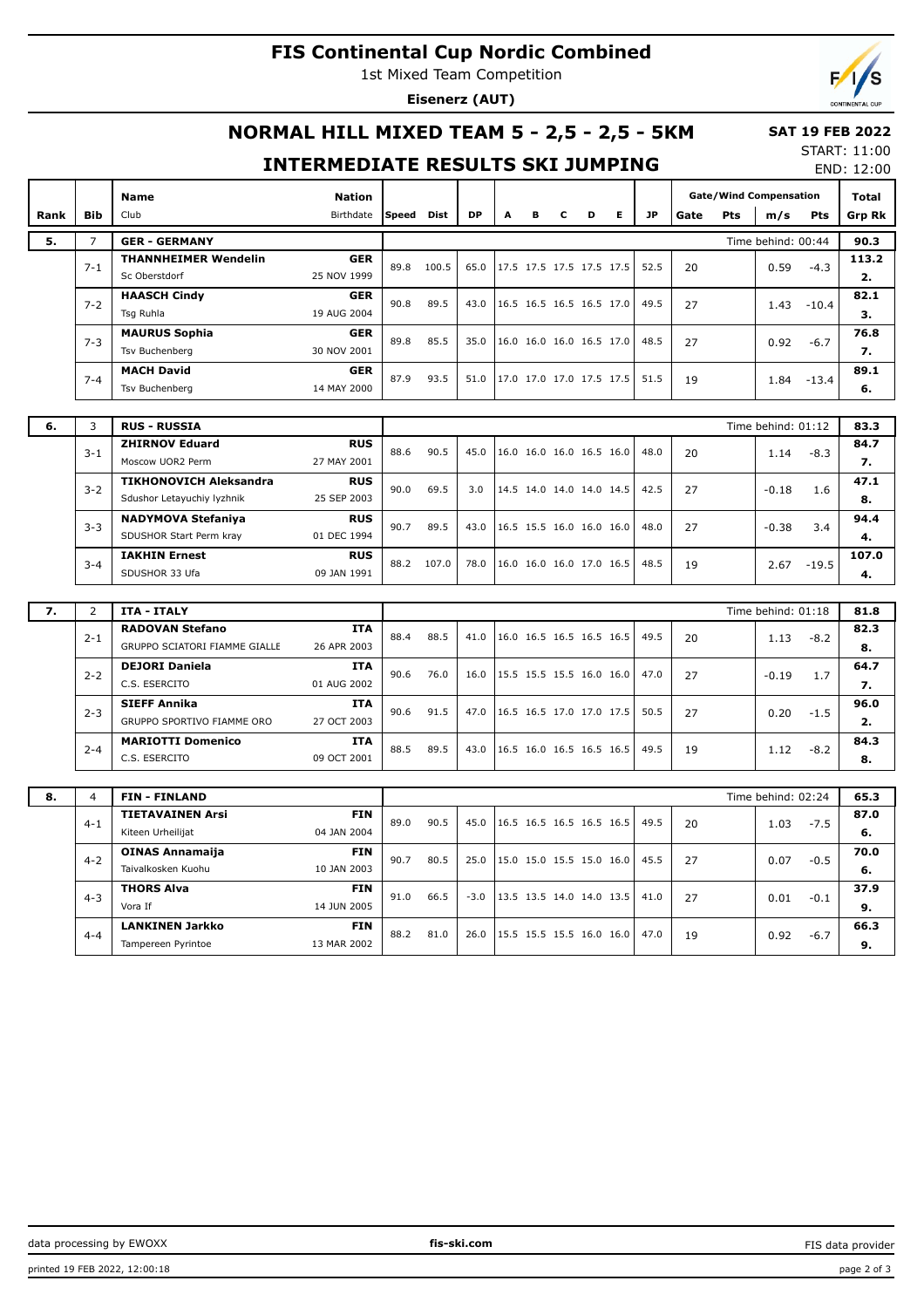# FIS Continental Cup Nordic Combined

1st Mixed Team Competition

**Eisenerz (AUT)**

## NORMAL HILL MIXED TEAM 5 - 2,5 - 2,5 - 5KM

**SAT 19 FEB 2022**

START: 11:00

END: 12:00

## INTERMEDIATE RESULTS SKI JUMPING

| Rank | Bib | Name / Club | Nation / Birthdate | Speed | Dist | DP | A | B | C | D | E | JP | Gate | Pts | m/s | Pts | Total / Grp Rk |
|---|---|---|---|---|---|---|---|---|---|---|---|---|---|---|---|---|---|
| **5.** | 7 | **GER - GERMANY** | | | | | | | | | | | | | Time behind: 00:44 | | **90.3** |
| | 7-1 | **THANNHEIMER Wendelin** / Sc Oberstdorf | **GER** / 25 NOV 1999 | 89.8 | 100.5 | 65.0 | 17.5 | 17.5 | 17.5 | 17.5 | 17.5 | 52.5 | 20 | | 0.59 | -4.3 | **113.2** / **2.** |
| | 7-2 | **HAASCH Cindy** / Tsg Ruhla | **GER** / 19 AUG 2004 | 90.8 | 89.5 | 43.0 | 16.5 | 16.5 | 16.5 | 16.5 | 17.0 | 49.5 | 27 | | 1.43 | -10.4 | **82.1** / **3.** |
| | 7-3 | **MAURUS Sophia** / Tsv Buchenberg | **GER** / 30 NOV 2001 | 89.8 | 85.5 | 35.0 | 16.0 | 16.0 | 16.0 | 16.5 | 17.0 | 48.5 | 27 | | 0.92 | -6.7 | **76.8** / **7.** |
| | 7-4 | **MACH David** / Tsv Buchenberg | **GER** / 14 MAY 2000 | 87.9 | 93.5 | 51.0 | 17.0 | 17.0 | 17.0 | 17.5 | 17.5 | 51.5 | 19 | | 1.84 | -13.4 | **89.1** / **6.** |
| **6.** | 3 | **RUS - RUSSIA** | | | | | | | | | | | | | Time behind: 01:12 | | **83.3** |
| | 3-1 | **ZHIRNOV Eduard** / Moscow UOR2 Perm | **RUS** / 27 MAY 2001 | 88.6 | 90.5 | 45.0 | 16.0 | 16.0 | 16.0 | 16.5 | 16.0 | 48.0 | 20 | | 1.14 | -8.3 | **84.7** / **7.** |
| | 3-2 | **TIKHONOVICH Aleksandra** / Sdushor Letayuchiy lyzhnik | **RUS** / 25 SEP 2003 | 90.0 | 69.5 | 3.0 | 14.5 | 14.0 | 14.0 | 14.0 | 14.5 | 42.5 | 27 | | -0.18 | 1.6 | **47.1** / **8.** |
| | 3-3 | **NADYMOVA Stefaniya** / SDUSHOR Start Perm kray | **RUS** / 01 DEC 1994 | 90.7 | 89.5 | 43.0 | 16.5 | 15.5 | 16.0 | 16.0 | 16.0 | 48.0 | 27 | | -0.38 | 3.4 | **94.4** / **4.** |
| | 3-4 | **IAKHIN Ernest** / SDUSHOR 33 Ufa | **RUS** / 09 JAN 1991 | 88.2 | 107.0 | 78.0 | 16.0 | 16.0 | 16.0 | 17.0 | 16.5 | 48.5 | 19 | | 2.67 | -19.5 | **107.0** / **4.** |
| **7.** | 2 | **ITA - ITALY** | | | | | | | | | | | | | Time behind: 01:18 | | **81.8** |
| | 2-1 | **RADOVAN Stefano** / GRUPPO SCIATORI FIAMME GIALLE | **ITA** / 26 APR 2003 | 88.4 | 88.5 | 41.0 | 16.0 | 16.5 | 16.5 | 16.5 | 16.5 | 49.5 | 20 | | 1.13 | -8.2 | **82.3** / **8.** |
| | 2-2 | **DEJORI Daniela** / C.S. ESERCITO | **ITA** / 01 AUG 2002 | 90.6 | 76.0 | 16.0 | 15.5 | 15.5 | 15.5 | 16.0 | 16.0 | 47.0 | 27 | | -0.19 | 1.7 | **64.7** / **7.** |
| | 2-3 | **SIEFF Annika** / GRUPPO SPORTIVO FIAMME ORO | **ITA** / 27 OCT 2003 | 90.6 | 91.5 | 47.0 | 16.5 | 16.5 | 17.0 | 17.0 | 17.5 | 50.5 | 27 | | 0.20 | -1.5 | **96.0** / **2.** |
| | 2-4 | **MARIOTTI Domenico** / C.S. ESERCITO | **ITA** / 09 OCT 2001 | 88.5 | 89.5 | 43.0 | 16.5 | 16.0 | 16.5 | 16.5 | 16.5 | 49.5 | 19 | | 1.12 | -8.2 | **84.3** / **8.** |
| **8.** | 4 | **FIN - FINLAND** | | | | | | | | | | | | | Time behind: 02:24 | | **65.3** |
| | 4-1 | **TIETAVAINEN Arsi** / Kiteen Urheilijat | **FIN** / 04 JAN 2004 | 89.0 | 90.5 | 45.0 | 16.5 | 16.5 | 16.5 | 16.5 | 16.5 | 49.5 | 20 | | 1.03 | -7.5 | **87.0** / **6.** |
| | 4-2 | **OINAS Annamaija** / Taivalkosken Kuohu | **FIN** / 10 JAN 2003 | 90.7 | 80.5 | 25.0 | 15.0 | 15.0 | 15.5 | 15.0 | 16.0 | 45.5 | 27 | | 0.07 | -0.5 | **70.0** / **6.** |
| | 4-3 | **THORS Alva** / Vora If | **FIN** / 14 JUN 2005 | 91.0 | 66.5 | -3.0 | 13.5 | 13.5 | 14.0 | 14.0 | 13.5 | 41.0 | 27 | | 0.01 | -0.1 | **37.9** / **9.** |
| | 4-4 | **LANKINEN Jarkko** / Tampereen Pyrintoe | **FIN** / 13 MAR 2002 | 88.2 | 81.0 | 26.0 | 15.5 | 15.5 | 15.5 | 16.0 | 16.0 | 47.0 | 19 | | 0.92 | -6.7 | **66.3** / **9.** |

data processing by EWOXX | fis-ski.com | FIS data provider

printed 19 FEB 2022, 12:00:18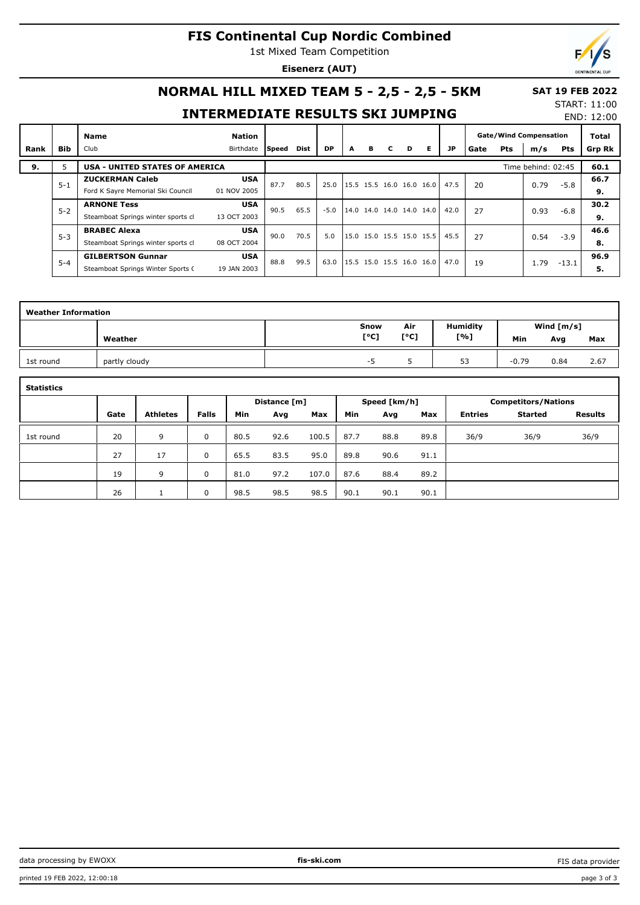# FIS Continental Cup Nordic Combined

1st Mixed Team Competition

**Eisenerz (AUT)**

## NORMAL HILL MIXED TEAM 5 - 2,5 - 2,5 - 5KM

**SAT 19 FEB 2022**

START: 11:00

END: 12:00

## INTERMEDIATE RESULTS SKI JUMPING

| Rank | Bib | Name / Club | Nation / Birthdate | Speed | Dist | DP | A | B | C | D | E | JP | Gate | Gate Pts | Wind m/s | Wind Pts | Total / Grp Rk |
|---|---|---|---|---|---|---|---|---|---|---|---|---|---|---|---|---|---|
| 9. | 5 | USA - UNITED STATES OF AMERICA | | | | | | | | | | | | | Time behind: 02:45 | | 60.1 |
| | 5-1 | ZUCKERMAN Caleb<br>Ford K Sayre Memorial Ski Council | USA<br>01 NOV 2005 | 87.7 | 80.5 | 25.0 | 15.5 | 15.5 | 16.0 | 16.0 | 16.0 | 47.5 | 20 | | 0.79 | -5.8 | 66.7<br>9. |
| | 5-2 | ARNONE Tess<br>Steamboat Springs winter sports cl | USA<br>13 OCT 2003 | 90.5 | 65.5 | -5.0 | 14.0 | 14.0 | 14.0 | 14.0 | 14.0 | 42.0 | 27 | | 0.93 | -6.8 | 30.2<br>9. |
| | 5-3 | BRABEC Alexa<br>Steamboat Springs winter sports cl | USA<br>08 OCT 2004 | 90.0 | 70.5 | 5.0 | 15.0 | 15.0 | 15.5 | 15.0 | 15.5 | 45.5 | 27 | | 0.54 | -3.9 | 46.6<br>8. |
| | 5-4 | GILBERTSON Gunnar<br>Steamboat Springs Winter Sports C | USA<br>19 JAN 2003 | 88.8 | 99.5 | 63.0 | 15.5 | 15.0 | 15.5 | 16.0 | 16.0 | 47.0 | 19 | | 1.79 | -13.1 | 96.9<br>5. |

**Weather Information**

| | Weather | Snow [°C] | Air [°C] | Humidity [%] | Wind Min [m/s] | Wind Avg [m/s] | Wind Max [m/s] |
|---|---|---|---|---|---|---|---|
| 1st round | partly cloudy | -5 | 5 | 53 | -0.79 | 0.84 | 2.67 |

**Statistics**

| | Gate | Athletes | Falls | Distance Min [m] | Distance Avg [m] | Distance Max [m] | Speed Min [km/h] | Speed Avg [km/h] | Speed Max [km/h] | Entries | Started | Results |
|---|---|---|---|---|---|---|---|---|---|---|---|---|
| 1st round | 20 | 9 | 0 | 80.5 | 92.6 | 100.5 | 87.7 | 88.8 | 89.8 | 36/9 | 36/9 | 36/9 |
| | 27 | 17 | 0 | 65.5 | 83.5 | 95.0 | 89.8 | 90.6 | 91.1 | | | |
| | 19 | 9 | 0 | 81.0 | 97.2 | 107.0 | 87.6 | 88.4 | 89.2 | | | |
| | 26 | 1 | 0 | 98.5 | 98.5 | 98.5 | 90.1 | 90.1 | 90.1 | | | |

data processing by EWOXX | fis-ski.com | FIS data provider

printed 19 FEB 2022, 12:00:18